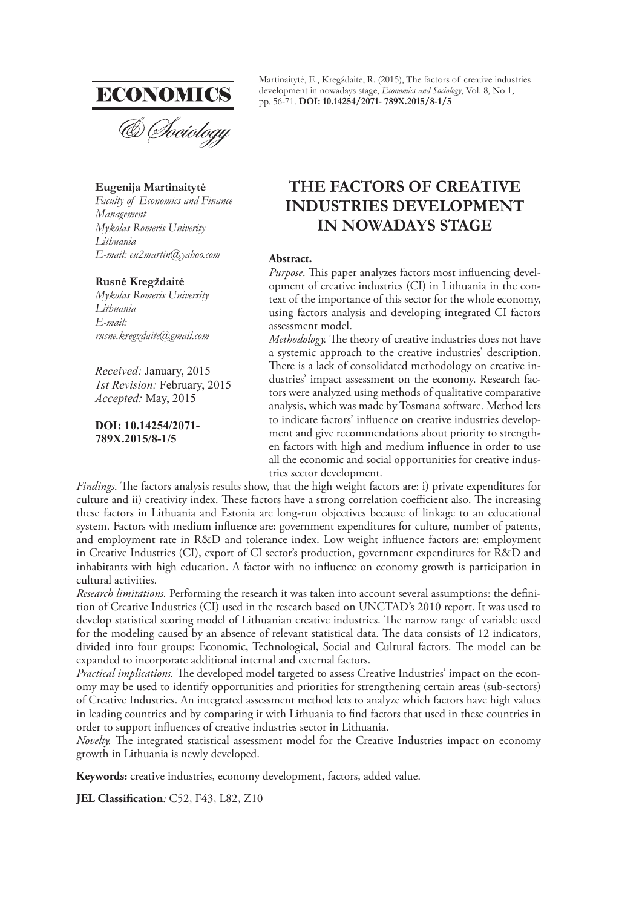ECONOMICS

& Sociology

Martinaitytė, E., Kregždaitė, R. (2015), The factors of creative industries development in nowadays stage, *Economics and Sociology*, Vol. 8, No 1, pp. 56-71. **DOI: 10.14254/2071- 789X.2015/8-1/5**

**Eugenija Martinaitytė**
*Faculty of Economics and Finance Management*
*Mykolas Romeris Univerity*
*Lithuania*
*E-mail: eu2martin@yahoo.com*

**Rusnė Kregždaitė**
*Mykolas Romeris University*
*Lithuania*
*E-mail:*
*rusne.kregzdaite@gmail.com*

*Received:* January, 2015
*1st Revision:* February, 2015
*Accepted:* May, 2015

**DOI: 10.14254/2071-789X.2015/8-1/5**

# THE FACTORS OF CREATIVE INDUSTRIES DEVELOPMENT IN NOWADAYS STAGE

**Abstract.**

*Purpose*. This paper analyzes factors most influencing development of creative industries (CI) in Lithuania in the context of the importance of this sector for the whole economy, using factors analysis and developing integrated CI factors assessment model.

*Methodology.* The theory of creative industries does not have a systemic approach to the creative industries' description. There is a lack of consolidated methodology on creative industries' impact assessment on the economy. Research factors were analyzed using methods of qualitative comparative analysis, which was made by Tosmana software. Method lets to indicate factors' influence on creative industries development and give recommendations about priority to strengthen factors with high and medium influence in order to use all the economic and social opportunities for creative industries sector development.

*Findings*. The factors analysis results show, that the high weight factors are: i) private expenditures for culture and ii) creativity index. These factors have a strong correlation coefficient also. The increasing these factors in Lithuania and Estonia are long-run objectives because of linkage to an educational system. Factors with medium influence are: government expenditures for culture, number of patents, and employment rate in R&D and tolerance index. Low weight influence factors are: employment in Creative Industries (CI), export of CI sector's production, government expenditures for R&D and inhabitants with high education. A factor with no influence on economy growth is participation in cultural activities.

*Research limitations.* Performing the research it was taken into account several assumptions: the definition of Creative Industries (CI) used in the research based on UNCTAD's 2010 report. It was used to develop statistical scoring model of Lithuanian creative industries. The narrow range of variable used for the modeling caused by an absence of relevant statistical data. The data consists of 12 indicators, divided into four groups: Economic, Technological, Social and Cultural factors. The model can be expanded to incorporate additional internal and external factors.

*Practical implications.* The developed model targeted to assess Creative Industries' impact on the economy may be used to identify opportunities and priorities for strengthening certain areas (sub-sectors) of Creative Industries. An integrated assessment method lets to analyze which factors have high values in leading countries and by comparing it with Lithuania to find factors that used in these countries in order to support influences of creative industries sector in Lithuania.

*Novelty.* The integrated statistical assessment model for the Creative Industries impact on economy growth in Lithuania is newly developed.

**Keywords:** creative industries, economy development, factors, added value.

**JEL Classification***:* C52, F43, L82, Z10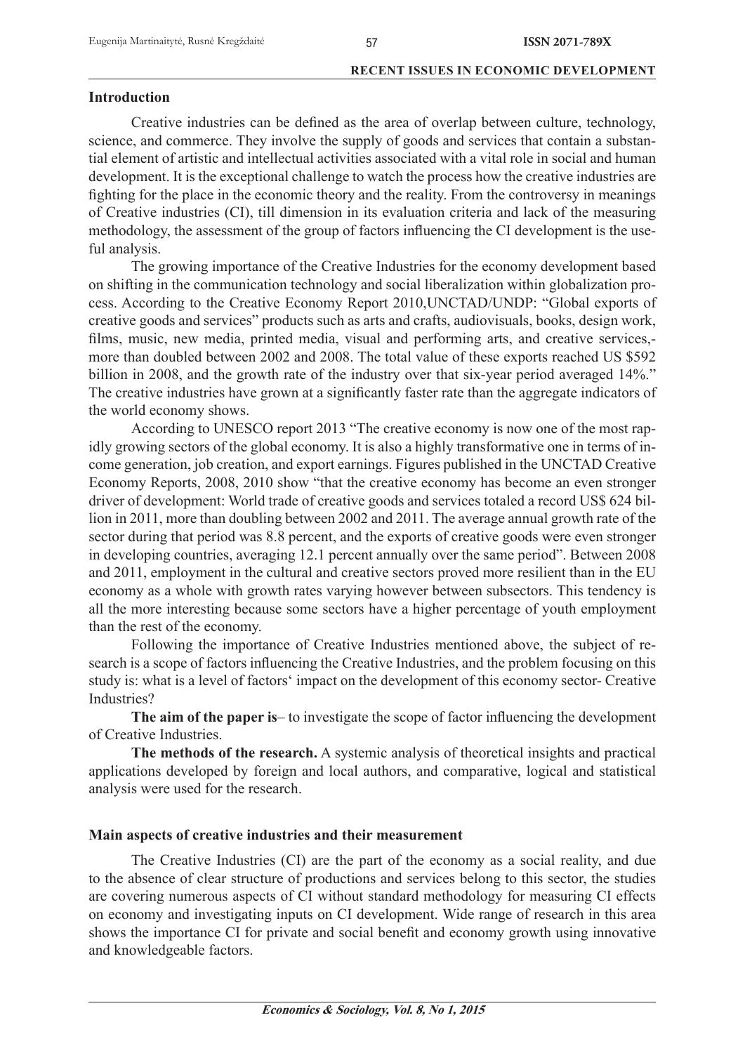## Introduction

Creative industries can be defined as the area of overlap between culture, technology, science, and commerce. They involve the supply of goods and services that contain a substantial element of artistic and intellectual activities associated with a vital role in social and human development. It is the exceptional challenge to watch the process how the creative industries are fighting for the place in the economic theory and the reality. From the controversy in meanings of Creative industries (CI), till dimension in its evaluation criteria and lack of the measuring methodology, the assessment of the group of factors influencing the CI development is the useful analysis.

The growing importance of the Creative Industries for the economy development based on shifting in the communication technology and social liberalization within globalization process. According to the Creative Economy Report 2010,UNCTAD/UNDP: "Global exports of creative goods and services" products such as arts and crafts, audiovisuals, books, design work, films, music, new media, printed media, visual and performing arts, and creative services,- more than doubled between 2002 and 2008. The total value of these exports reached US \$592 billion in 2008, and the growth rate of the industry over that six-year period averaged 14%." The creative industries have grown at a significantly faster rate than the aggregate indicators of the world economy shows.

According to UNESCO report 2013 "The creative economy is now one of the most rapidly growing sectors of the global economy. It is also a highly transformative one in terms of income generation, job creation, and export earnings. Figures published in the UNCTAD Creative Economy Reports, 2008, 2010 show "that the creative economy has become an even stronger driver of development: World trade of creative goods and services totaled a record US\$ 624 billion in 2011, more than doubling between 2002 and 2011. The average annual growth rate of the sector during that period was 8.8 percent, and the exports of creative goods were even stronger in developing countries, averaging 12.1 percent annually over the same period". Between 2008 and 2011, employment in the cultural and creative sectors proved more resilient than in the EU economy as a whole with growth rates varying however between subsectors. This tendency is all the more interesting because some sectors have a higher percentage of youth employment than the rest of the economy.

Following the importance of Creative Industries mentioned above, the subject of research is a scope of factors influencing the Creative Industries, and the problem focusing on this study is: what is a level of factors' impact on the development of this economy sector- Creative Industries?

**The aim of the paper is**– to investigate the scope of factor influencing the development of Creative Industries.

**The methods of the research.** A systemic analysis of theoretical insights and practical applications developed by foreign and local authors, and comparative, logical and statistical analysis were used for the research.

## Main aspects of creative industries and their measurement

The Creative Industries (CI) are the part of the economy as a social reality, and due to the absence of clear structure of productions and services belong to this sector, the studies are covering numerous aspects of CI without standard methodology for measuring CI effects on economy and investigating inputs on CI development. Wide range of research in this area shows the importance CI for private and social benefit and economy growth using innovative and knowledgeable factors.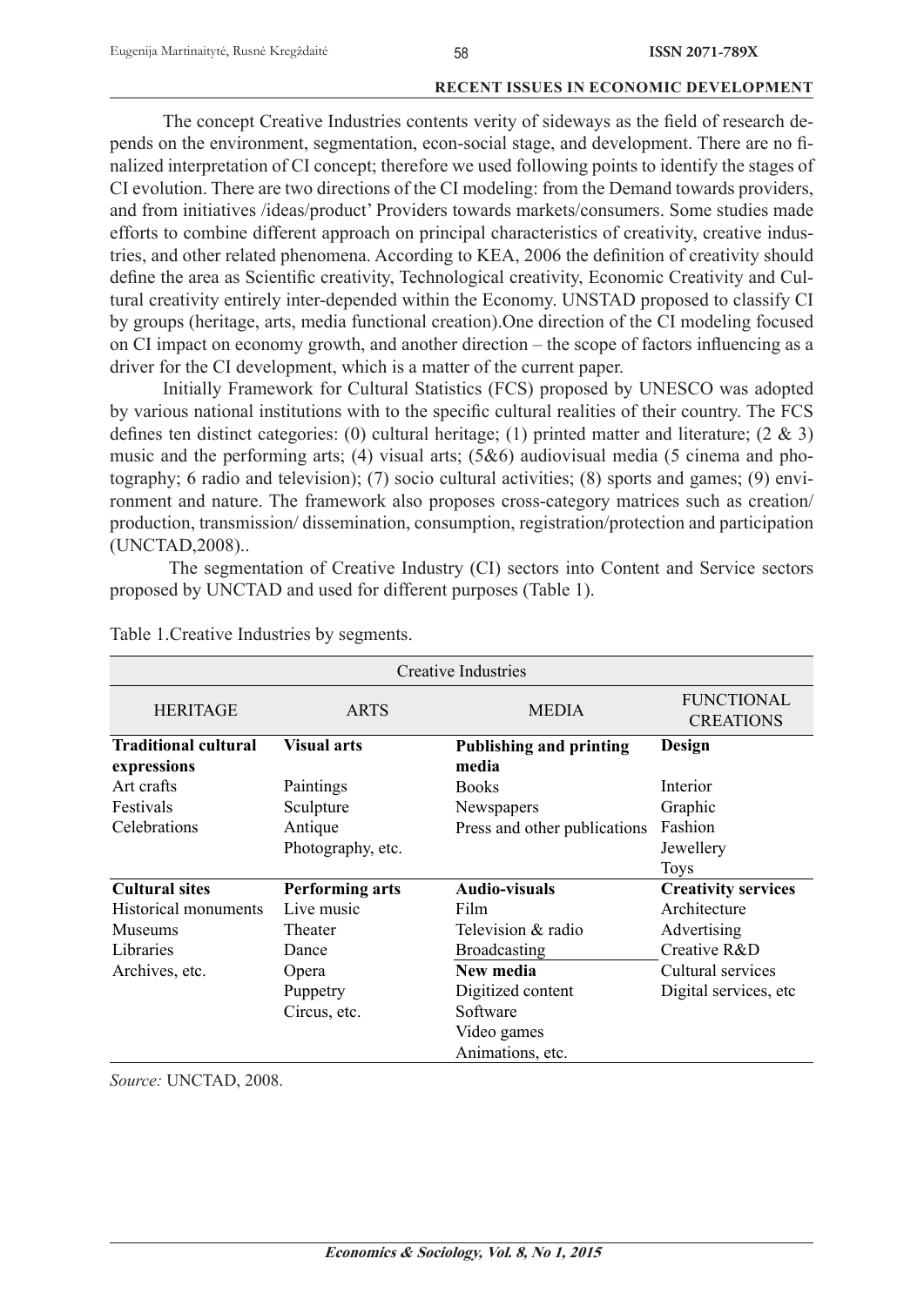The concept Creative Industries contents verity of sideways as the field of research depends on the environment, segmentation, econ-social stage, and development. There are no finalized interpretation of CI concept; therefore we used following points to identify the stages of CI evolution. There are two directions of the CI modeling: from the Demand towards providers, and from initiatives /ideas/product' Providers towards markets/consumers. Some studies made efforts to combine different approach on principal characteristics of creativity, creative industries, and other related phenomena. According to KEA, 2006 the definition of creativity should define the area as Scientific creativity, Technological creativity, Economic Creativity and Cultural creativity entirely inter-depended within the Economy. UNSTAD proposed to classify CI by groups (heritage, arts, media functional creation).One direction of the CI modeling focused on CI impact on economy growth, and another direction – the scope of factors influencing as a driver for the CI development, which is a matter of the current paper.

Initially Framework for Cultural Statistics (FCS) proposed by UNESCO was adopted by various national institutions with to the specific cultural realities of their country. The FCS defines ten distinct categories: (0) cultural heritage; (1) printed matter and literature; (2 & 3) music and the performing arts; (4) visual arts; (5&6) audiovisual media (5 cinema and photography; 6 radio and television); (7) socio cultural activities; (8) sports and games; (9) environment and nature. The framework also proposes cross-category matrices such as creation/ production, transmission/ dissemination, consumption, registration/protection and participation (UNCTAD,2008)..

The segmentation of Creative Industry (CI) sectors into Content and Service sectors proposed by UNCTAD and used for different purposes (Table 1).

Table 1.Creative Industries by segments.

| Creative Industries | | | |
|---|---|---|---|
| HERITAGE | ARTS | MEDIA | FUNCTIONAL CREATIONS |
| **Traditional cultural expressions** | **Visual arts** | **Publishing and printing media** | **Design** |
| Art crafts | Paintings | Books | Interior |
| Festivals | Sculpture | Newspapers | Graphic |
| Celebrations | Antique | Press and other publications | Fashion |
| | Photography, etc. | | Jewellery |
| | | | Toys |
| **Cultural sites** | **Performing arts** | **Audio-visuals** | **Creativity services** |
| Historical monuments | Live music | Film | Architecture |
| Museums | Theater | Television & radio | Advertising |
| Libraries | Dance | Broadcasting | Creative R&D |
| Archives, etc. | Opera | **New media** | Cultural services |
| | Puppetry | Digitized content | Digital services, etc |
| | Circus, etc. | Software | |
| | | Video games | |
| | | Animations, etc. | |

*Source:* UNCTAD, 2008.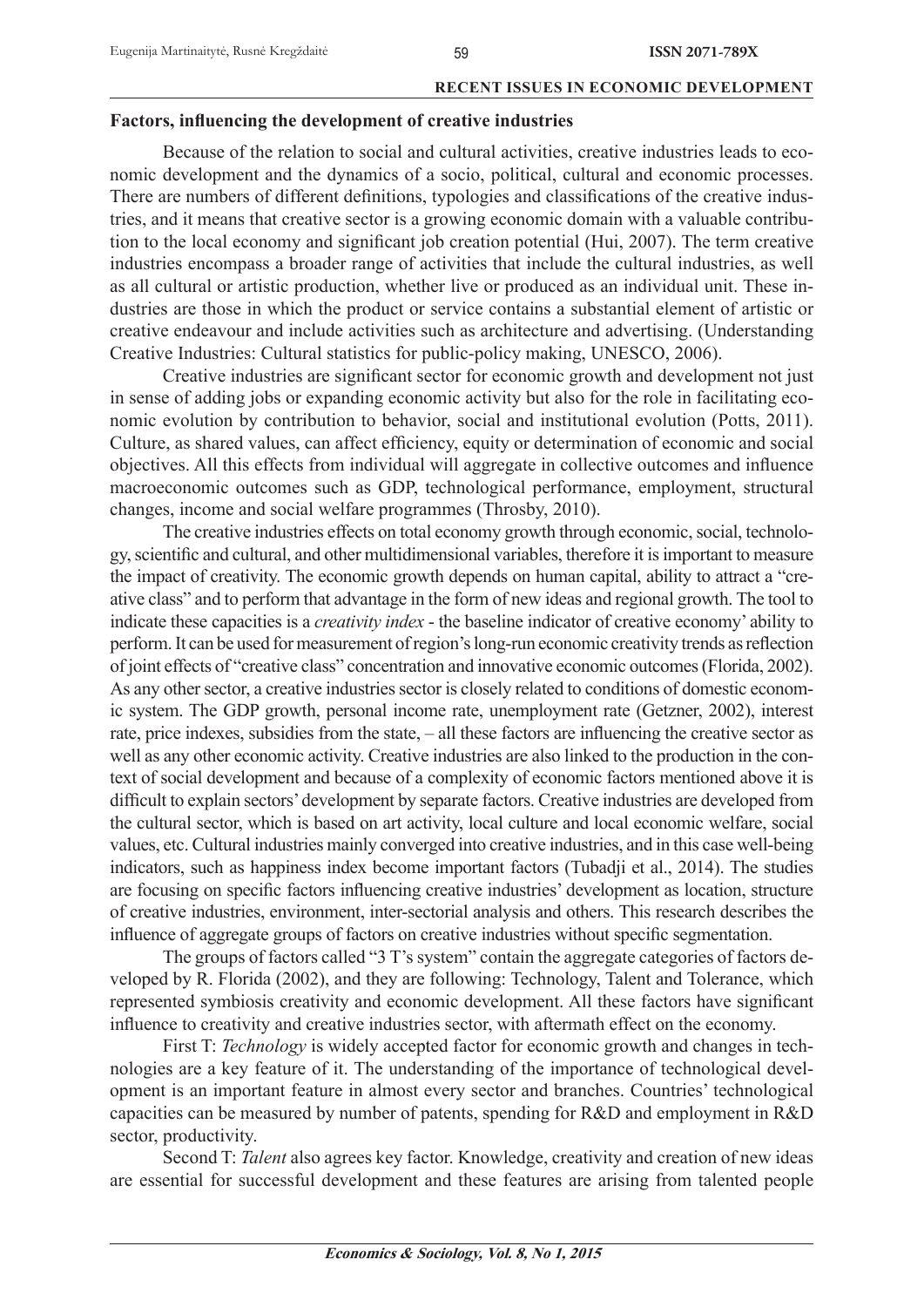### Factors, influencing the development of creative industries

Because of the relation to social and cultural activities, creative industries leads to economic development and the dynamics of a socio, political, cultural and economic processes. There are numbers of different definitions, typologies and classifications of the creative industries, and it means that creative sector is a growing economic domain with a valuable contribution to the local economy and significant job creation potential (Hui, 2007). The term creative industries encompass a broader range of activities that include the cultural industries, as well as all cultural or artistic production, whether live or produced as an individual unit. These industries are those in which the product or service contains a substantial element of artistic or creative endeavour and include activities such as architecture and advertising. (Understanding Creative Industries: Cultural statistics for public-policy making, UNESCO, 2006).

Creative industries are significant sector for economic growth and development not just in sense of adding jobs or expanding economic activity but also for the role in facilitating economic evolution by contribution to behavior, social and institutional evolution (Potts, 2011). Culture, as shared values, can affect efficiency, equity or determination of economic and social objectives. All this effects from individual will aggregate in collective outcomes and influence macroeconomic outcomes such as GDP, technological performance, employment, structural changes, income and social welfare programmes (Throsby, 2010).

The creative industries effects on total economy growth through economic, social, technology, scientific and cultural, and other multidimensional variables, therefore it is important to measure the impact of creativity. The economic growth depends on human capital, ability to attract a "creative class" and to perform that advantage in the form of new ideas and regional growth. The tool to indicate these capacities is a *creativity index* - the baseline indicator of creative economy' ability to perform. It can be used for measurement of region's long-run economic creativity trends as reflection of joint effects of "creative class" concentration and innovative economic outcomes (Florida, 2002). As any other sector, a creative industries sector is closely related to conditions of domestic economic system. The GDP growth, personal income rate, unemployment rate (Getzner, 2002), interest rate, price indexes, subsidies from the state, – all these factors are influencing the creative sector as well as any other economic activity. Creative industries are also linked to the production in the context of social development and because of a complexity of economic factors mentioned above it is difficult to explain sectors' development by separate factors. Creative industries are developed from the cultural sector, which is based on art activity, local culture and local economic welfare, social values, etc. Cultural industries mainly converged into creative industries, and in this case well-being indicators, such as happiness index become important factors (Tubadji et al., 2014). The studies are focusing on specific factors influencing creative industries' development as location, structure of creative industries, environment, inter-sectorial analysis and others. This research describes the influence of aggregate groups of factors on creative industries without specific segmentation.

The groups of factors called "3 T's system" contain the aggregate categories of factors developed by R. Florida (2002), and they are following: Technology, Talent and Tolerance, which represented symbiosis creativity and economic development. All these factors have significant influence to creativity and creative industries sector, with aftermath effect on the economy.

First T: *Technology* is widely accepted factor for economic growth and changes in technologies are a key feature of it. The understanding of the importance of technological development is an important feature in almost every sector and branches. Countries' technological capacities can be measured by number of patents, spending for R&D and employment in R&D sector, productivity.

Second T: *Talent* also agrees key factor. Knowledge, creativity and creation of new ideas are essential for successful development and these features are arising from talented people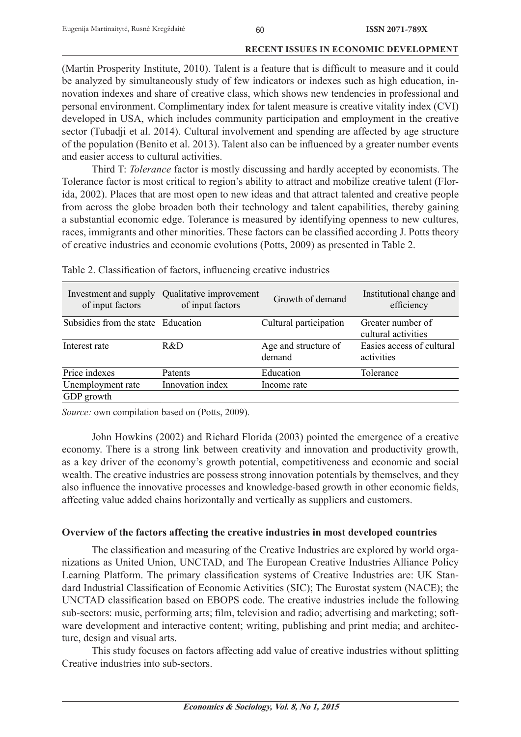(Martin Prosperity Institute, 2010). Talent is a feature that is difficult to measure and it could be analyzed by simultaneously study of few indicators or indexes such as high education, innovation indexes and share of creative class, which shows new tendencies in professional and personal environment. Complimentary index for talent measure is creative vitality index (CVI) developed in USA, which includes community participation and employment in the creative sector (Tubadji et al. 2014). Cultural involvement and spending are affected by age structure of the population (Benito et al. 2013). Talent also can be influenced by a greater number events and easier access to cultural activities.

Third T: *Tolerance* factor is mostly discussing and hardly accepted by economists. The Tolerance factor is most critical to region's ability to attract and mobilize creative talent (Florida, 2002). Places that are most open to new ideas and that attract talented and creative people from across the globe broaden both their technology and talent capabilities, thereby gaining a substantial economic edge. Tolerance is measured by identifying openness to new cultures, races, immigrants and other minorities. These factors can be classified according J. Potts theory of creative industries and economic evolutions (Potts, 2009) as presented in Table 2.

Table 2. Classification of factors, influencing creative industries

| Investment and supply of input factors | Qualitative improvement of input factors | Growth of demand | Institutional change and efficiency |
|---|---|---|---|
| Subsidies from the state | Education | Cultural participation | Greater number of cultural activities |
| Interest rate | R&D | Age and structure of demand | Easies access of cultural activities |
| Price indexes | Patents | Education | Tolerance |
| Unemployment rate | Innovation index | Income rate | |
| GDP growth | | | |

*Source:* own compilation based on (Potts, 2009).

John Howkins (2002) and Richard Florida (2003) pointed the emergence of a creative economy. There is a strong link between creativity and innovation and productivity growth, as a key driver of the economy's growth potential, competitiveness and economic and social wealth. The creative industries are possess strong innovation potentials by themselves, and they also influence the innovative processes and knowledge-based growth in other economic fields, affecting value added chains horizontally and vertically as suppliers and customers.

## Overview of the factors affecting the creative industries in most developed countries

The classification and measuring of the Creative Industries are explored by world organizations as United Union, UNCTAD, and The European Creative Industries Alliance Policy Learning Platform. The primary classification systems of Creative Industries are: UK Standard Industrial Classification of Economic Activities (SIC); The Eurostat system (NACE); the UNCTAD classification based on EBOPS code. The creative industries include the following sub-sectors: music, performing arts; film, television and radio; advertising and marketing; software development and interactive content; writing, publishing and print media; and architecture, design and visual arts.

This study focuses on factors affecting add value of creative industries without splitting Creative industries into sub-sectors.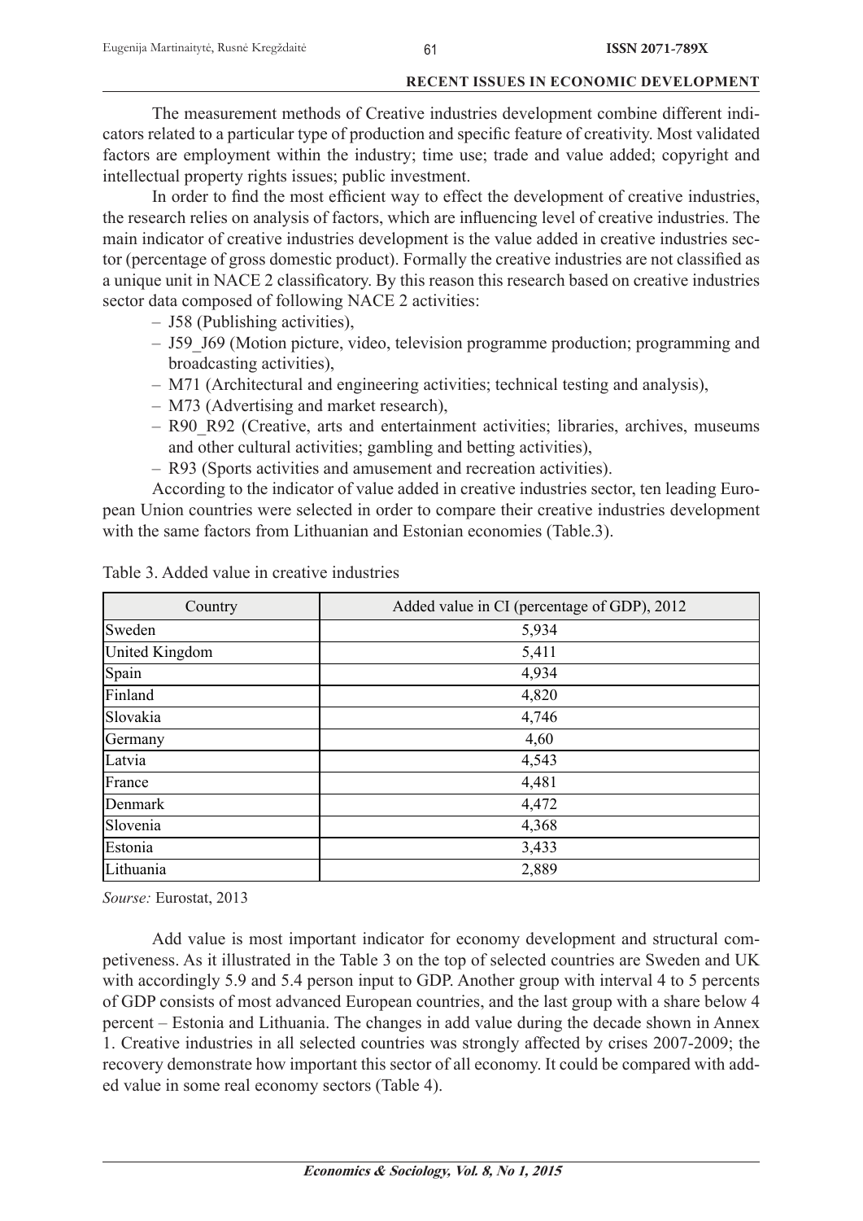The measurement methods of Creative industries development combine different indicators related to a particular type of production and specific feature of creativity. Most validated factors are employment within the industry; time use; trade and value added; copyright and intellectual property rights issues; public investment.

In order to find the most efficient way to effect the development of creative industries, the research relies on analysis of factors, which are influencing level of creative industries. The main indicator of creative industries development is the value added in creative industries sector (percentage of gross domestic product). Formally the creative industries are not classified as a unique unit in NACE 2 classificatory. By this reason this research based on creative industries sector data composed of following NACE 2 activities:

- J58 (Publishing activities),
- J59_J69 (Motion picture, video, television programme production; programming and broadcasting activities),
- M71 (Architectural and engineering activities; technical testing and analysis),
- M73 (Advertising and market research),
- R90_R92 (Creative, arts and entertainment activities; libraries, archives, museums and other cultural activities; gambling and betting activities),
- R93 (Sports activities and amusement and recreation activities).

According to the indicator of value added in creative industries sector, ten leading European Union countries were selected in order to compare their creative industries development with the same factors from Lithuanian and Estonian economies (Table.3).

Table 3. Added value in creative industries

| Country | Added value in CI (percentage of GDP), 2012 |
|---|---|
| Sweden | 5,934 |
| United Kingdom | 5,411 |
| Spain | 4,934 |
| Finland | 4,820 |
| Slovakia | 4,746 |
| Germany | 4,60 |
| Latvia | 4,543 |
| France | 4,481 |
| Denmark | 4,472 |
| Slovenia | 4,368 |
| Estonia | 3,433 |
| Lithuania | 2,889 |

*Sourse:* Eurostat, 2013

Add value is most important indicator for economy development and structural competiveness. As it illustrated in the Table 3 on the top of selected countries are Sweden and UK with accordingly 5.9 and 5.4 person input to GDP. Another group with interval 4 to 5 percents of GDP consists of most advanced European countries, and the last group with a share below 4 percent – Estonia and Lithuania. The changes in add value during the decade shown in Annex 1. Creative industries in all selected countries was strongly affected by crises 2007-2009; the recovery demonstrate how important this sector of all economy. It could be compared with added value in some real economy sectors (Table 4).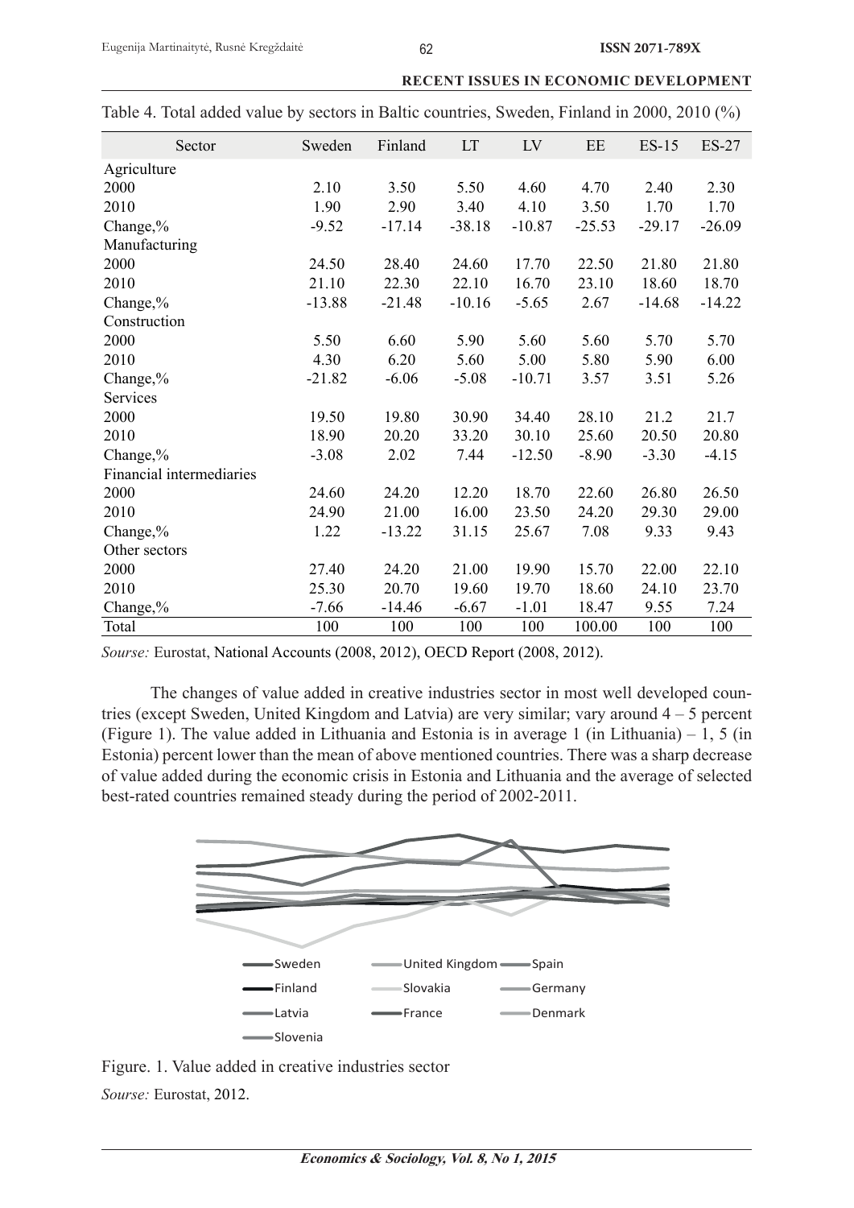Table 4. Total added value by sectors in Baltic countries, Sweden, Finland in 2000, 2010 (%)

| Sector | Sweden | Finland | LT | LV | EE | ES-15 | ES-27 |
|---|---|---|---|---|---|---|---|
| Agriculture | | | | | | | |
| 2000 | 2.10 | 3.50 | 5.50 | 4.60 | 4.70 | 2.40 | 2.30 |
| 2010 | 1.90 | 2.90 | 3.40 | 4.10 | 3.50 | 1.70 | 1.70 |
| Change,% | -9.52 | -17.14 | -38.18 | -10.87 | -25.53 | -29.17 | -26.09 |
| Manufacturing | | | | | | | |
| 2000 | 24.50 | 28.40 | 24.60 | 17.70 | 22.50 | 21.80 | 21.80 |
| 2010 | 21.10 | 22.30 | 22.10 | 16.70 | 23.10 | 18.60 | 18.70 |
| Change,% | -13.88 | -21.48 | -10.16 | -5.65 | 2.67 | -14.68 | -14.22 |
| Construction | | | | | | | |
| 2000 | 5.50 | 6.60 | 5.90 | 5.60 | 5.60 | 5.70 | 5.70 |
| 2010 | 4.30 | 6.20 | 5.60 | 5.00 | 5.80 | 5.90 | 6.00 |
| Change,% | -21.82 | -6.06 | -5.08 | -10.71 | 3.57 | 3.51 | 5.26 |
| Services | | | | | | | |
| 2000 | 19.50 | 19.80 | 30.90 | 34.40 | 28.10 | 21.2 | 21.7 |
| 2010 | 18.90 | 20.20 | 33.20 | 30.10 | 25.60 | 20.50 | 20.80 |
| Change,% | -3.08 | 2.02 | 7.44 | -12.50 | -8.90 | -3.30 | -4.15 |
| Financial intermediaries | | | | | | | |
| 2000 | 24.60 | 24.20 | 12.20 | 18.70 | 22.60 | 26.80 | 26.50 |
| 2010 | 24.90 | 21.00 | 16.00 | 23.50 | 24.20 | 29.30 | 29.00 |
| Change,% | 1.22 | -13.22 | 31.15 | 25.67 | 7.08 | 9.33 | 9.43 |
| Other sectors | | | | | | | |
| 2000 | 27.40 | 24.20 | 21.00 | 19.90 | 15.70 | 22.00 | 22.10 |
| 2010 | 25.30 | 20.70 | 19.60 | 19.70 | 18.60 | 24.10 | 23.70 |
| Change,% | -7.66 | -14.46 | -6.67 | -1.01 | 18.47 | 9.55 | 7.24 |
| Total | 100 | 100 | 100 | 100 | 100.00 | 100 | 100 |

*Sourse:* Eurostat, National Accounts (2008, 2012), OECD Report (2008, 2012).

The changes of value added in creative industries sector in most well developed countries (except Sweden, United Kingdom and Latvia) are very similar; vary around 4 – 5 percent (Figure 1). The value added in Lithuania and Estonia is in average 1 (in Lithuania) – 1, 5 (in Estonia) percent lower than the mean of above mentioned countries. There was a sharp decrease of value added during the economic crisis in Estonia and Lithuania and the average of selected best-rated countries remained steady during the period of 2002-2011.

Sweden, United Kingdom, Spain, Finland, Slovakia, Germany, Latvia, France, Denmark, Slovenia

Figure. 1. Value added in creative industries sector

*Sourse:* Eurostat, 2012.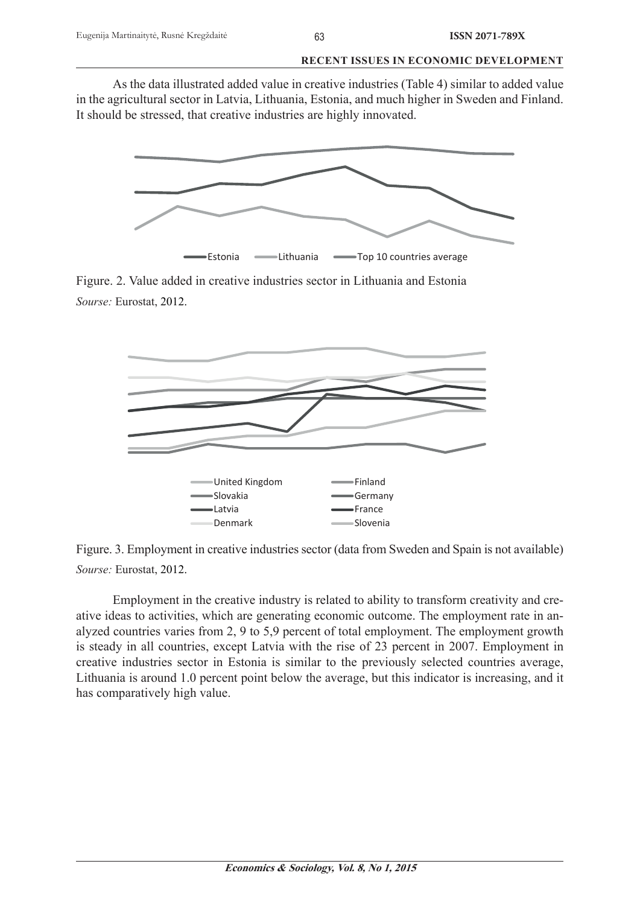As the data illustrated added value in creative industries (Table 4) similar to added value in the agricultural sector in Latvia, Lithuania, Estonia, and much higher in Sweden and Finland. It should be stressed, that creative industries are highly innovated.

Figure. 2. Value added in creative industries sector in Lithuania and Estonia

*Sourse:* Eurostat, 2012.

Figure. 3. Employment in creative industries sector (data from Sweden and Spain is not available)

*Sourse:* Eurostat, 2012.

Employment in the creative industry is related to ability to transform creativity and creative ideas to activities, which are generating economic outcome. The employment rate in analyzed countries varies from 2, 9 to 5,9 percent of total employment. The employment growth is steady in all countries, except Latvia with the rise of 23 percent in 2007. Employment in creative industries sector in Estonia is similar to the previously selected countries average, Lithuania is around 1.0 percent point below the average, but this indicator is increasing, and it has comparatively high value.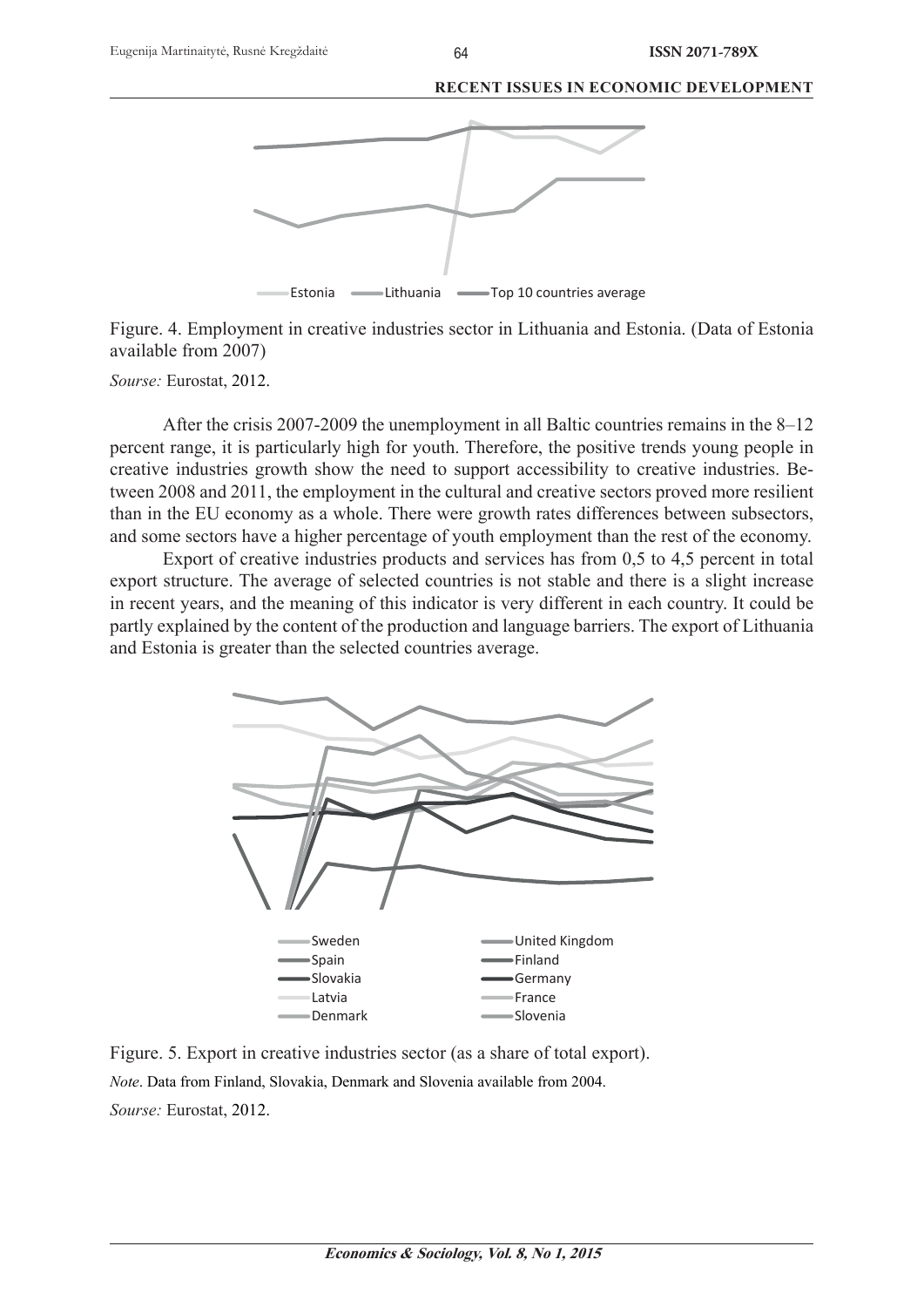Figure. 4. Employment in creative industries sector in Lithuania and Estonia. (Data of Estonia available from 2007)

*Sourse:* Eurostat, 2012.

After the crisis 2007-2009 the unemployment in all Baltic countries remains in the 8–12 percent range, it is particularly high for youth. Therefore, the positive trends young people in creative industries growth show the need to support accessibility to creative industries. Between 2008 and 2011, the employment in the cultural and creative sectors proved more resilient than in the EU economy as a whole. There were growth rates differences between subsectors, and some sectors have a higher percentage of youth employment than the rest of the economy.

Export of creative industries products and services has from 0,5 to 4,5 percent in total export structure. The average of selected countries is not stable and there is a slight increase in recent years, and the meaning of this indicator is very different in each country. It could be partly explained by the content of the production and language barriers. The export of Lithuania and Estonia is greater than the selected countries average.

Figure. 5. Export in creative industries sector (as a share of total export).

*Note*. Data from Finland, Slovakia, Denmark and Slovenia available from 2004.

*Sourse:* Eurostat, 2012.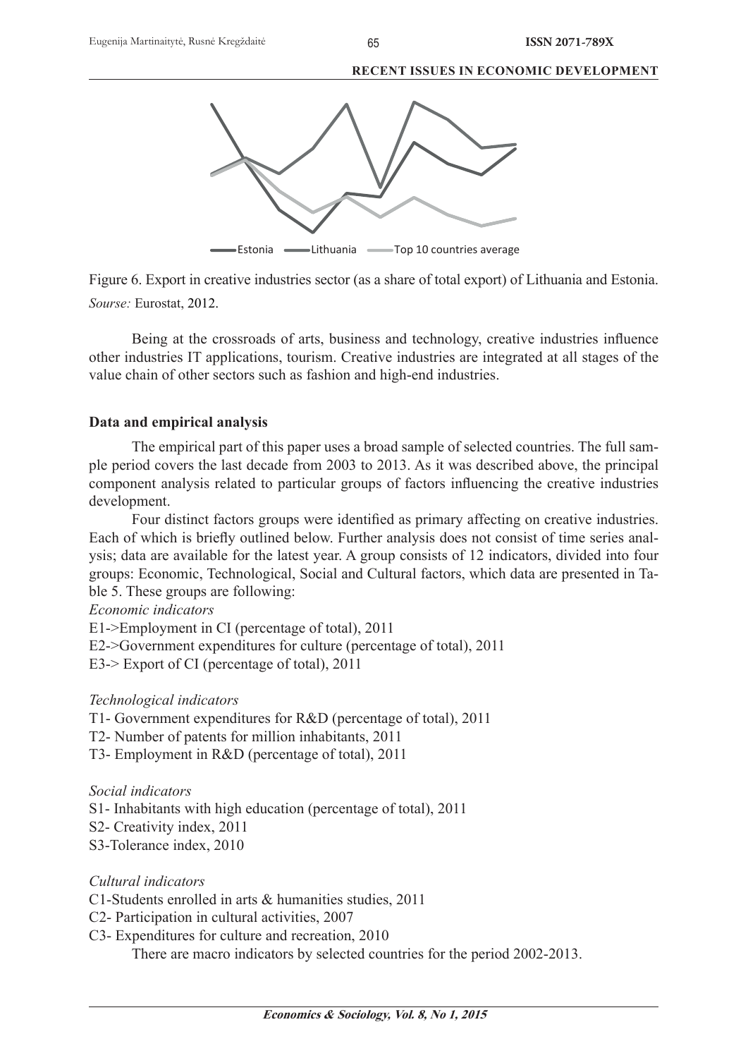Estonia Lithuania Top 10 countries average

Figure 6. Export in creative industries sector (as a share of total export) of Lithuania and Estonia.

*Sourse:* Eurostat, 2012.

Being at the crossroads of arts, business and technology, creative industries influence other industries IT applications, tourism. Creative industries are integrated at all stages of the value chain of other sectors such as fashion and high-end industries.

## Data and empirical analysis

The empirical part of this paper uses a broad sample of selected countries. The full sample period covers the last decade from 2003 to 2013. As it was described above, the principal component analysis related to particular groups of factors influencing the creative industries development.

Four distinct factors groups were identified as primary affecting on creative industries. Each of which is briefly outlined below. Further analysis does not consist of time series analysis; data are available for the latest year. A group consists of 12 indicators, divided into four groups: Economic, Technological, Social and Cultural factors, which data are presented in Table 5. These groups are following:

*Economic indicators*

E1->Employment in CI (percentage of total), 2011

E2->Government expenditures for culture (percentage of total), 2011

E3-> Export of CI (percentage of total), 2011

*Technological indicators*

T1- Government expenditures for R&D (percentage of total), 2011

T2- Number of patents for million inhabitants, 2011

T3- Employment in R&D (percentage of total), 2011

*Social indicators*

S1- Inhabitants with high education (percentage of total), 2011

S2- Creativity index, 2011

S3-Tolerance index, 2010

*Cultural indicators*

C1-Students enrolled in arts & humanities studies, 2011

C2- Participation in cultural activities, 2007

C3- Expenditures for culture and recreation, 2010

There are macro indicators by selected countries for the period 2002-2013.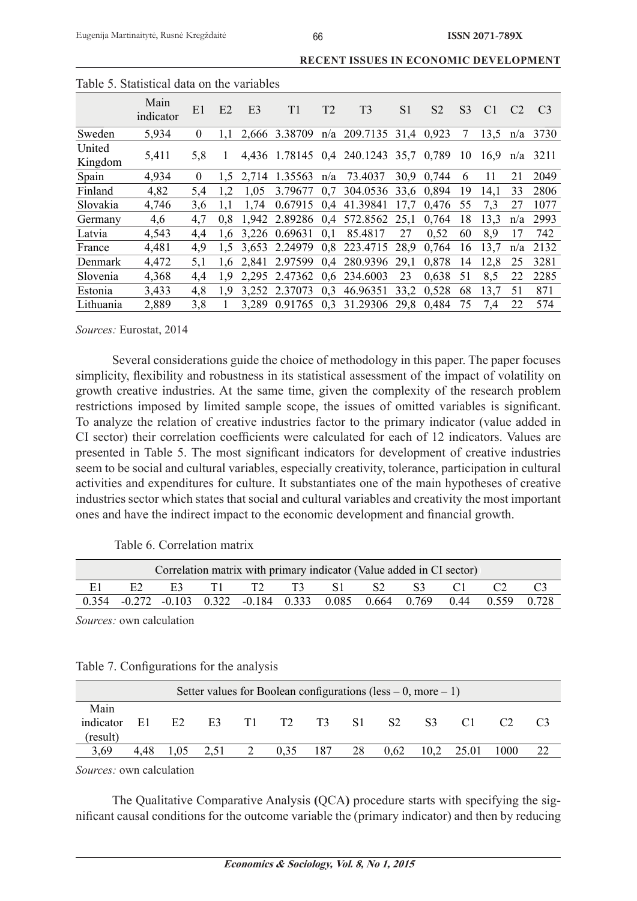Table 5. Statistical data on the variables

| | Main indicator | E1 | E2 | E3 | T1 | T2 | T3 | S1 | S2 | S3 | C1 | C2 | C3 |
|---|---|---|---|---|---|---|---|---|---|---|---|---|---|
| Sweden | 5,934 | 0 | 1,1 | 2,666 | 3.38709 | n/a | 209.7135 | 31,4 | 0,923 | 7 | 13,5 | n/a | 3730 |
| United Kingdom | 5,411 | 5,8 | 1 | 4,436 | 1.78145 | 0,4 | 240.1243 | 35,7 | 0,789 | 10 | 16,9 | n/a | 3211 |
| Spain | 4,934 | 0 | 1,5 | 2,714 | 1.35563 | n/a | 73.4037 | 30,9 | 0,744 | 6 | 11 | 21 | 2049 |
| Finland | 4,82 | 5,4 | 1,2 | 1,05 | 3.79677 | 0,7 | 304.0536 | 33,6 | 0,894 | 19 | 14,1 | 33 | 2806 |
| Slovakia | 4,746 | 3,6 | 1,1 | 1,74 | 0.67915 | 0,4 | 41.39841 | 17,7 | 0,476 | 55 | 7,3 | 27 | 1077 |
| Germany | 4,6 | 4,7 | 0,8 | 1,942 | 2.89286 | 0,4 | 572.8562 | 25,1 | 0,764 | 18 | 13,3 | n/a | 2993 |
| Latvia | 4,543 | 4,4 | 1,6 | 3,226 | 0.69631 | 0,1 | 85.4817 | 27 | 0,52 | 60 | 8,9 | 17 | 742 |
| France | 4,481 | 4,9 | 1,5 | 3,653 | 2.24979 | 0,8 | 223.4715 | 28,9 | 0,764 | 16 | 13,7 | n/a | 2132 |
| Denmark | 4,472 | 5,1 | 1,6 | 2,841 | 2.97599 | 0,4 | 280.9396 | 29,1 | 0,878 | 14 | 12,8 | 25 | 3281 |
| Slovenia | 4,368 | 4,4 | 1,9 | 2,295 | 2.47362 | 0,6 | 234.6003 | 23 | 0,638 | 51 | 8,5 | 22 | 2285 |
| Estonia | 3,433 | 4,8 | 1,9 | 3,252 | 2.37073 | 0,3 | 46.96351 | 33,2 | 0,528 | 68 | 13,7 | 51 | 871 |
| Lithuania | 2,889 | 3,8 | 1 | 3,289 | 0.91765 | 0,3 | 31.29306 | 29,8 | 0,484 | 75 | 7,4 | 22 | 574 |

*Sources:* Eurostat, 2014

Several considerations guide the choice of methodology in this paper. The paper focuses simplicity, flexibility and robustness in its statistical assessment of the impact of volatility on growth creative industries. At the same time, given the complexity of the research problem restrictions imposed by limited sample scope, the issues of omitted variables is significant. To analyze the relation of creative industries factor to the primary indicator (value added in CI sector) their correlation coefficients were calculated for each of 12 indicators. Values are presented in Table 5. The most significant indicators for development of creative industries seem to be social and cultural variables, especially creativity, tolerance, participation in cultural activities and expenditures for culture. It substantiates one of the main hypotheses of creative industries sector which states that social and cultural variables and creativity the most important ones and have the indirect impact to the economic development and financial growth.

Table 6. Correlation matrix

| Correlation matrix with primary indicator (Value added in CI sector) | | | | | | | | | | | |
|---|---|---|---|---|---|---|---|---|---|---|---|
| E1 | E2 | E3 | T1 | T2 | T3 | S1 | S2 | S3 | C1 | C2 | C3 |
| 0.354 | -0.272 | -0.103 | 0.322 | -0.184 | 0.333 | 0.085 | 0.664 | 0.769 | 0.44 | 0.559 | 0.728 |

*Sources:* own calculation

Table 7. Configurations for the analysis

| Setter values for Boolean configurations (less – 0, more – 1) | | | | | | | | | | | | |
|---|---|---|---|---|---|---|---|---|---|---|---|---|
| Main indicator (result) | E1 | E2 | E3 | T1 | T2 | T3 | S1 | S2 | S3 | C1 | C2 | C3 |
| 3,69 | 4,48 | 1,05 | 2,51 | 2 | 0,35 | 187 | 28 | 0,62 | 10,2 | 25.01 | 1000 | 22 |

*Sources:* own calculation

The Qualitative Comparative Analysis **(**QCA**)** procedure starts with specifying the significant causal conditions for the outcome variable the (primary indicator) and then by reducing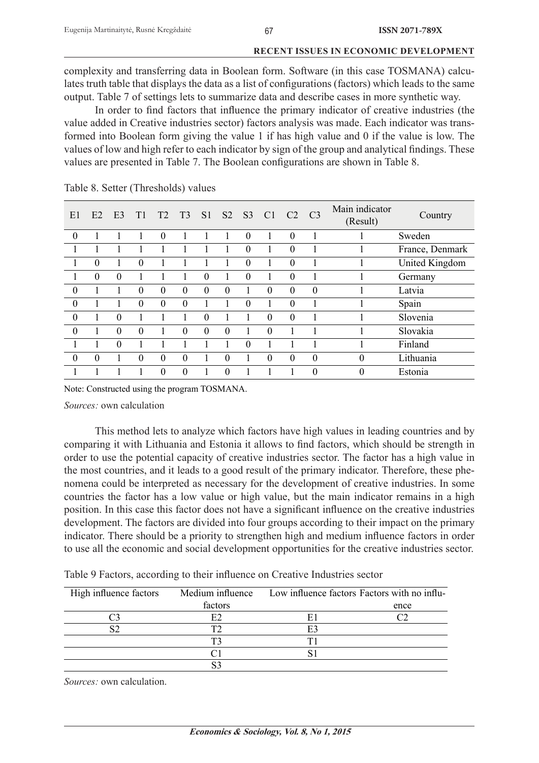complexity and transferring data in Boolean form. Software (in this case TOSMANA) calculates truth table that displays the data as a list of configurations (factors) which leads to the same output. Table 7 of settings lets to summarize data and describe cases in more synthetic way.

In order to find factors that influence the primary indicator of creative industries (the value added in Creative industries sector) factors analysis was made. Each indicator was transformed into Boolean form giving the value 1 if has high value and 0 if the value is low. The values of low and high refer to each indicator by sign of the group and analytical findings. These values are presented in Table 7. The Boolean configurations are shown in Table 8.

Table 8. Setter (Thresholds) values

| E1 | E2 | E3 | T1 | T2 | T3 | S1 | S2 | S3 | C1 | C2 | C3 | Main indicator (Result) | Country |
|---|---|---|---|---|---|---|---|---|---|---|---|---|---|
| 0 | 1 | 1 | 1 | 0 | 1 | 1 | 1 | 0 | 1 | 0 | 1 | 1 | Sweden |
| 1 | 1 | 1 | 1 | 1 | 1 | 1 | 1 | 0 | 1 | 0 | 1 | 1 | France, Denmark |
| 1 | 0 | 1 | 0 | 1 | 1 | 1 | 1 | 0 | 1 | 0 | 1 | 1 | United Kingdom |
| 1 | 0 | 0 | 1 | 1 | 1 | 0 | 1 | 0 | 1 | 0 | 1 | 1 | Germany |
| 0 | 1 | 1 | 0 | 0 | 0 | 0 | 0 | 1 | 0 | 0 | 0 | 1 | Latvia |
| 0 | 1 | 1 | 0 | 0 | 0 | 1 | 1 | 0 | 1 | 0 | 1 | 1 | Spain |
| 0 | 1 | 0 | 1 | 1 | 1 | 0 | 1 | 1 | 0 | 0 | 1 | 1 | Slovenia |
| 0 | 1 | 0 | 0 | 1 | 0 | 0 | 0 | 1 | 0 | 1 | 1 | 1 | Slovakia |
| 1 | 1 | 0 | 1 | 1 | 1 | 1 | 1 | 0 | 1 | 1 | 1 | 1 | Finland |
| 0 | 0 | 1 | 0 | 0 | 0 | 1 | 0 | 1 | 0 | 0 | 0 | 0 | Lithuania |
| 1 | 1 | 1 | 1 | 0 | 0 | 1 | 0 | 1 | 1 | 1 | 0 | 0 | Estonia |

Note: Constructed using the program TOSMANA.

*Sources:* own calculation

This method lets to analyze which factors have high values in leading countries and by comparing it with Lithuania and Estonia it allows to find factors, which should be strength in order to use the potential capacity of creative industries sector. The factor has a high value in the most countries, and it leads to a good result of the primary indicator. Therefore, these phenomena could be interpreted as necessary for the development of creative industries. In some countries the factor has a low value or high value, but the main indicator remains in a high position. In this case this factor does not have a significant influence on the creative industries development. The factors are divided into four groups according to their impact on the primary indicator. There should be a priority to strengthen high and medium influence factors in order to use all the economic and social development opportunities for the creative industries sector.

Table 9 Factors, according to their influence on Creative Industries sector

| High influence factors | Medium influence factors | Low influence factors | Factors with no influence |
|---|---|---|---|
| C3 | E2 | E1 | C2 |
| S2 | T2 | E3 | |
| | T3 | T1 | |
| | C1 | S1 | |
| | S3 | | |

*Sources:* own calculation.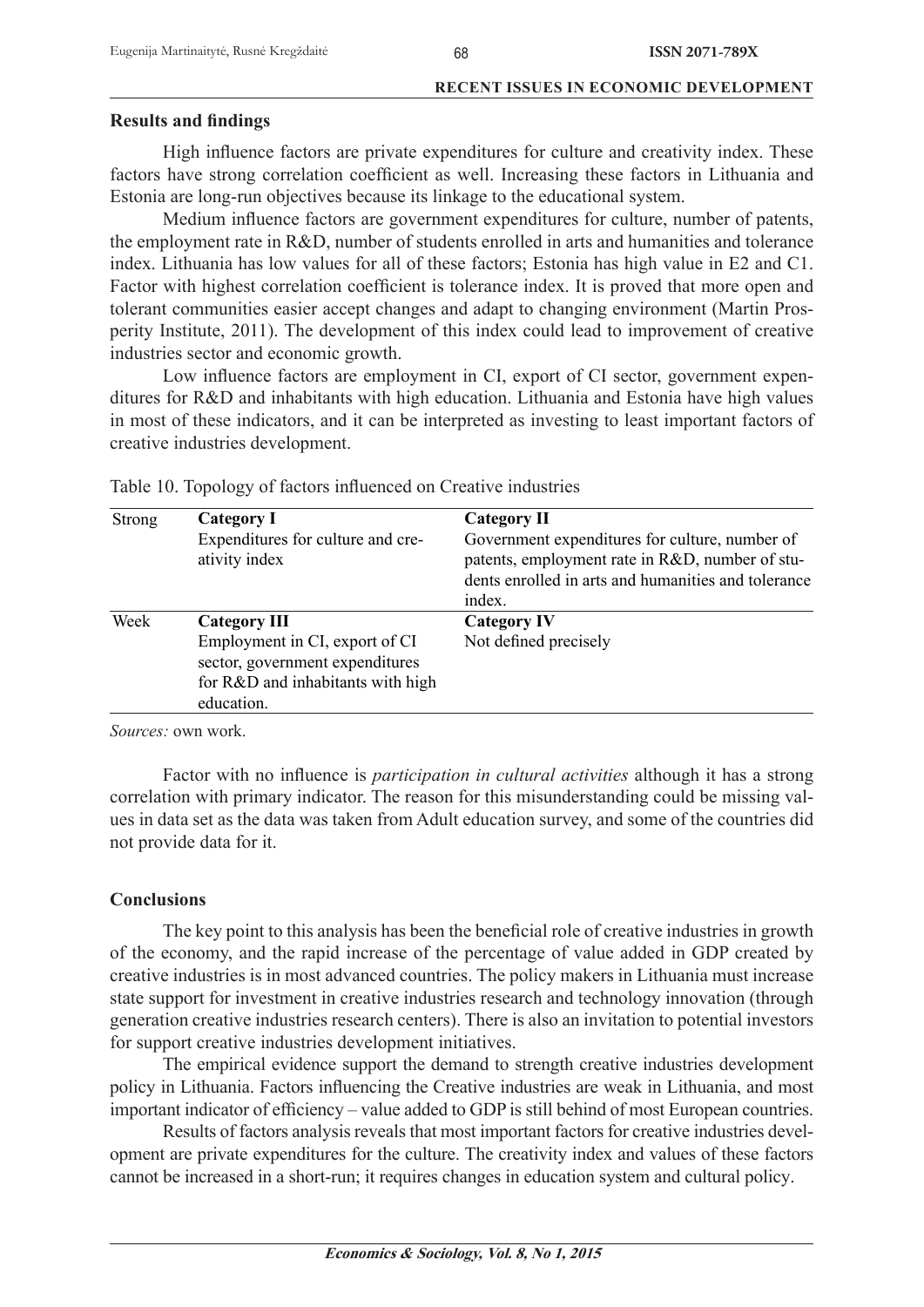## Results and findings

High influence factors are private expenditures for culture and creativity index. These factors have strong correlation coefficient as well. Increasing these factors in Lithuania and Estonia are long-run objectives because its linkage to the educational system.

Medium influence factors are government expenditures for culture, number of patents, the employment rate in R&D, number of students enrolled in arts and humanities and tolerance index. Lithuania has low values for all of these factors; Estonia has high value in E2 and C1. Factor with highest correlation coefficient is tolerance index. It is proved that more open and tolerant communities easier accept changes and adapt to changing environment (Martin Prosperity Institute, 2011). The development of this index could lead to improvement of creative industries sector and economic growth.

Low influence factors are employment in CI, export of CI sector, government expenditures for R&D and inhabitants with high education. Lithuania and Estonia have high values in most of these indicators, and it can be interpreted as investing to least important factors of creative industries development.

Table 10. Topology of factors influenced on Creative industries

| | | |
|---|---|---|
| Strong | **Category I**<br>Expenditures for culture and creativity index | **Category II**<br>Government expenditures for culture, number of patents, employment rate in R&D, number of students enrolled in arts and humanities and tolerance index. |
| Week | **Category III**<br>Employment in CI, export of CI sector, government expenditures for R&D and inhabitants with high education. | **Category IV**<br>Not defined precisely |

*Sources:* own work.

Factor with no influence is *participation in cultural activities* although it has a strong correlation with primary indicator. The reason for this misunderstanding could be missing values in data set as the data was taken from Adult education survey, and some of the countries did not provide data for it.

## Conclusions

The key point to this analysis has been the beneficial role of creative industries in growth of the economy, and the rapid increase of the percentage of value added in GDP created by creative industries is in most advanced countries. The policy makers in Lithuania must increase state support for investment in creative industries research and technology innovation (through generation creative industries research centers). There is also an invitation to potential investors for support creative industries development initiatives.

The empirical evidence support the demand to strength creative industries development policy in Lithuania. Factors influencing the Creative industries are weak in Lithuania, and most important indicator of efficiency – value added to GDP is still behind of most European countries.

Results of factors analysis reveals that most important factors for creative industries development are private expenditures for the culture. The creativity index and values of these factors cannot be increased in a short-run; it requires changes in education system and cultural policy.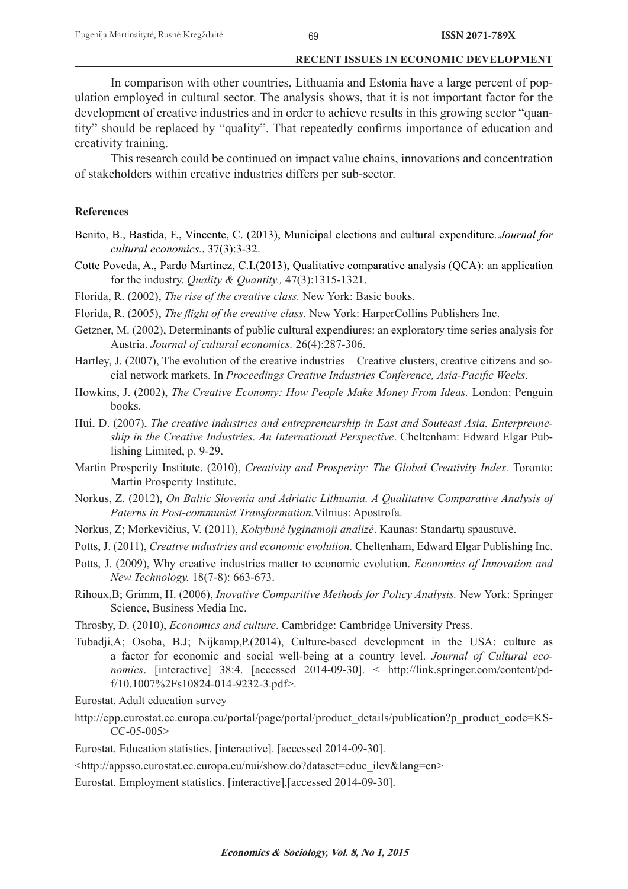In comparison with other countries, Lithuania and Estonia have a large percent of population employed in cultural sector. The analysis shows, that it is not important factor for the development of creative industries and in order to achieve results in this growing sector "quantity" should be replaced by "quality". That repeatedly confirms importance of education and creativity training.

This research could be continued on impact value chains, innovations and concentration of stakeholders within creative industries differs per sub-sector.

**References**

Benito, B., Bastida, F., Vincente, C. (2013), Municipal elections and cultural expenditure..*Journal for cultural economics*., 37(3):3-32.

Cotte Poveda, A., Pardo Martinez, C.I.(2013), Qualitative comparative analysis (QCA): an application for the industry. *Quality & Quantity.,* 47(3):1315-1321.

Florida, R. (2002), *The rise of the creative class.* New York: Basic books.

Florida, R. (2005), *The flight of the creative class.* New York: HarperCollins Publishers Inc.

Getzner, M. (2002), Determinants of public cultural expendiures: an exploratory time series analysis for Austria. *Journal of cultural economics.* 26(4):287-306.

Hartley, J. (2007), The evolution of the creative industries – Creative clusters, creative citizens and social network markets. In *Proceedings Creative Industries Conference, Asia-Pacific Weeks*.

Howkins, J. (2002), *The Creative Economy: How People Make Money From Ideas.* London: Penguin books.

Hui, D. (2007), *The creative industries and entrepreneurship in East and Souteast Asia. Enterpreuneship in the Creative Industries. An International Perspective*. Cheltenham: Edward Elgar Publishing Limited, p. 9-29.

Martin Prosperity Institute. (2010), *Creativity and Prosperity: The Global Creativity Index.* Toronto: Martin Prosperity Institute.

Norkus, Z. (2012), *On Baltic Slovenia and Adriatic Lithuania. A Qualitative Comparative Analysis of Paterns in Post-communist Transformation.*Vilnius: Apostrofa.

Norkus, Z; Morkevičius, V. (2011), *Kokybinė lyginamoji analizė*. Kaunas: Standartų spaustuvė.

Potts, J. (2011), *Creative industries and economic evolution.* Cheltenham, Edward Elgar Publishing Inc.

Potts, J. (2009), Why creative industries matter to economic evolution. *Economics of Innovation and New Technology.* 18(7-8): 663-673.

Rihoux,B; Grimm, H. (2006), *Inovative Comparitive Methods for Policy Analysis.* New York: Springer Science, Business Media Inc.

Throsby, D. (2010), *Economics and culture*. Cambridge: Cambridge University Press.

Tubadji,A; Osoba, B.J; Nijkamp,P.(2014), Culture-based development in the USA: culture as a factor for economic and social well-being at a country level. *Journal of Cultural economics*. [interactive] 38:4. [accessed 2014-09-30]. < http://link.springer.com/content/pdf/10.1007%2Fs10824-014-9232-3.pdf>.

Eurostat. Adult education survey

http://epp.eurostat.ec.europa.eu/portal/page/portal/product_details/publication?p_product_code=KS-CC-05-005>

Eurostat. Education statistics. [interactive]. [accessed 2014-09-30].

<http://appsso.eurostat.ec.europa.eu/nui/show.do?dataset=educ_ilev&lang=en>

Eurostat. Employment statistics. [interactive].[accessed 2014-09-30].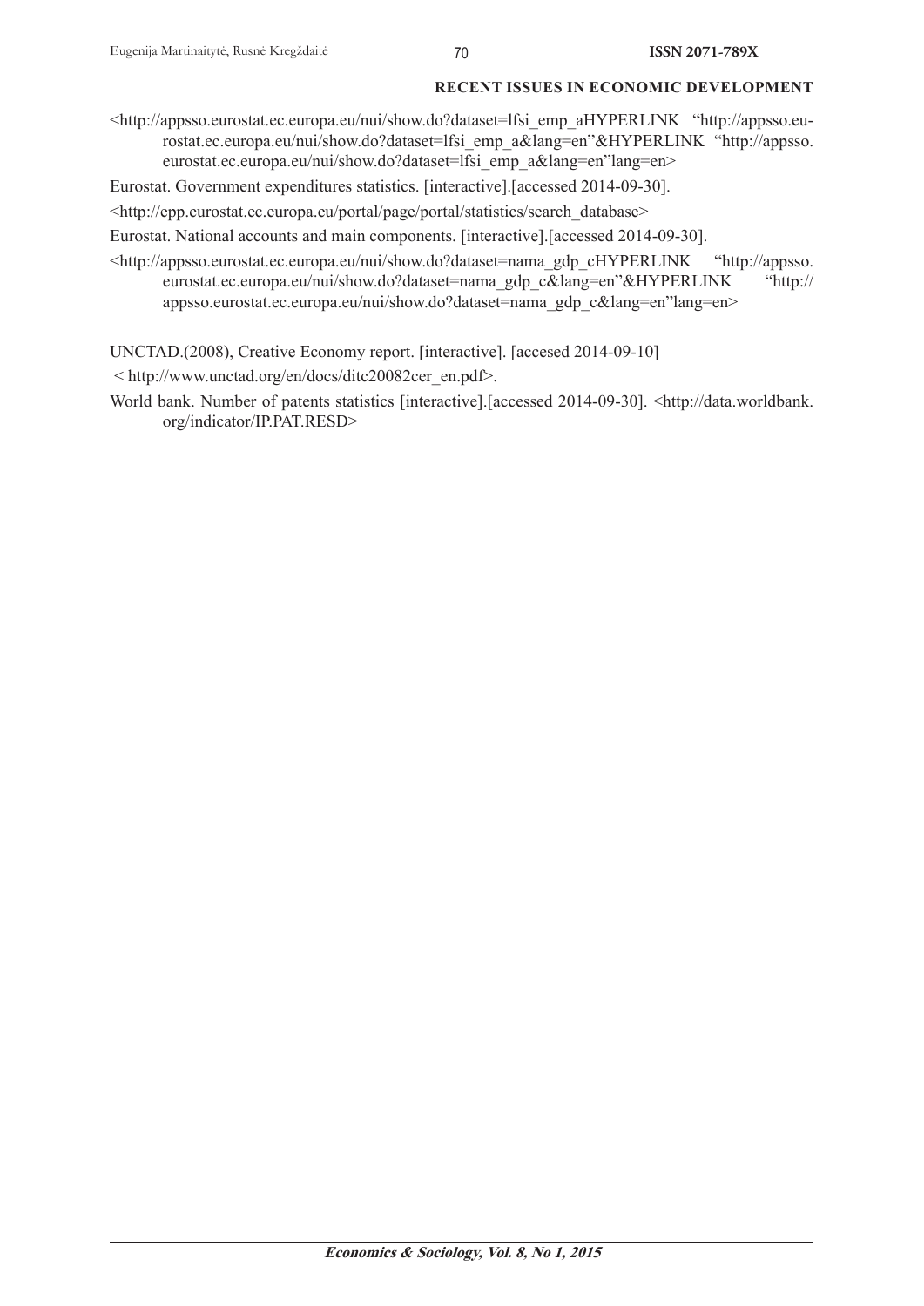<http://appsso.eurostat.ec.europa.eu/nui/show.do?dataset=lfsi_emp_aHYPERLINK "http://appsso.eurostat.ec.europa.eu/nui/show.do?dataset=lfsi_emp_a&lang=en"&HYPERLINK "http://appsso.eurostat.ec.europa.eu/nui/show.do?dataset=lfsi_emp_a&lang=en"lang=en>

Eurostat. Government expenditures statistics. [interactive].[accessed 2014-09-30].

<http://epp.eurostat.ec.europa.eu/portal/page/portal/statistics/search_database>

Eurostat. National accounts and main components. [interactive].[accessed 2014-09-30].

<http://appsso.eurostat.ec.europa.eu/nui/show.do?dataset=nama_gdp_cHYPERLINK "http://appsso.eurostat.ec.europa.eu/nui/show.do?dataset=nama_gdp_c&lang=en"&HYPERLINK "http://appsso.eurostat.ec.europa.eu/nui/show.do?dataset=nama_gdp_c&lang=en"lang=en>

UNCTAD.(2008), Creative Economy report. [interactive]. [accesed 2014-09-10]

< http://www.unctad.org/en/docs/ditc20082cer_en.pdf>.

World bank. Number of patents statistics [interactive].[accessed 2014-09-30]. <http://data.worldbank.org/indicator/IP.PAT.RESD>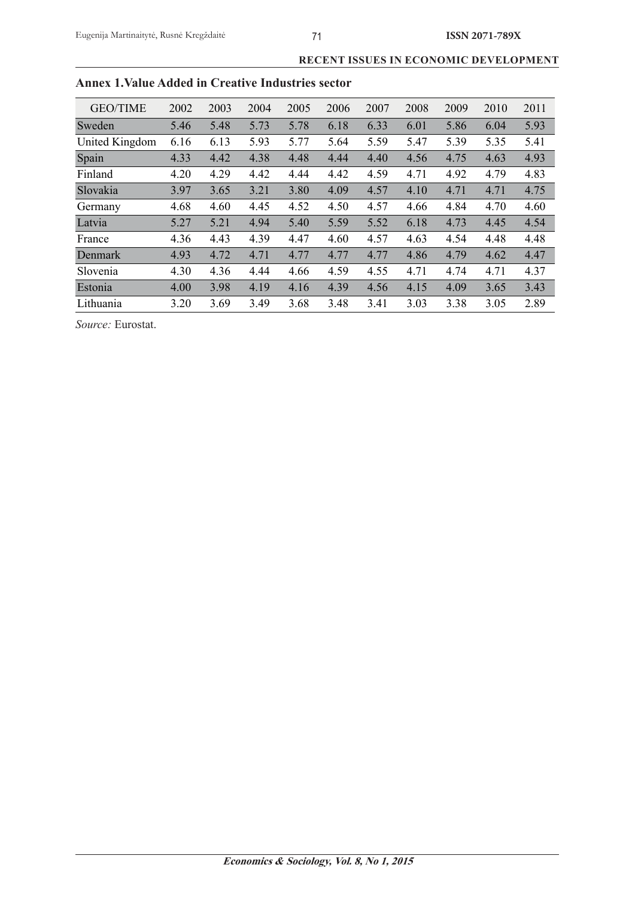**Annex 1.Value Added in Creative Industries sector**

| GEO/TIME | 2002 | 2003 | 2004 | 2005 | 2006 | 2007 | 2008 | 2009 | 2010 | 2011 |
|---|---|---|---|---|---|---|---|---|---|---|
| Sweden | 5.46 | 5.48 | 5.73 | 5.78 | 6.18 | 6.33 | 6.01 | 5.86 | 6.04 | 5.93 |
| United Kingdom | 6.16 | 6.13 | 5.93 | 5.77 | 5.64 | 5.59 | 5.47 | 5.39 | 5.35 | 5.41 |
| Spain | 4.33 | 4.42 | 4.38 | 4.48 | 4.44 | 4.40 | 4.56 | 4.75 | 4.63 | 4.93 |
| Finland | 4.20 | 4.29 | 4.42 | 4.44 | 4.42 | 4.59 | 4.71 | 4.92 | 4.79 | 4.83 |
| Slovakia | 3.97 | 3.65 | 3.21 | 3.80 | 4.09 | 4.57 | 4.10 | 4.71 | 4.71 | 4.75 |
| Germany | 4.68 | 4.60 | 4.45 | 4.52 | 4.50 | 4.57 | 4.66 | 4.84 | 4.70 | 4.60 |
| Latvia | 5.27 | 5.21 | 4.94 | 5.40 | 5.59 | 5.52 | 6.18 | 4.73 | 4.45 | 4.54 |
| France | 4.36 | 4.43 | 4.39 | 4.47 | 4.60 | 4.57 | 4.63 | 4.54 | 4.48 | 4.48 |
| Denmark | 4.93 | 4.72 | 4.71 | 4.77 | 4.77 | 4.77 | 4.86 | 4.79 | 4.62 | 4.47 |
| Slovenia | 4.30 | 4.36 | 4.44 | 4.66 | 4.59 | 4.55 | 4.71 | 4.74 | 4.71 | 4.37 |
| Estonia | 4.00 | 3.98 | 4.19 | 4.16 | 4.39 | 4.56 | 4.15 | 4.09 | 3.65 | 3.43 |
| Lithuania | 3.20 | 3.69 | 3.49 | 3.68 | 3.48 | 3.41 | 3.03 | 3.38 | 3.05 | 2.89 |

*Source:* Eurostat.